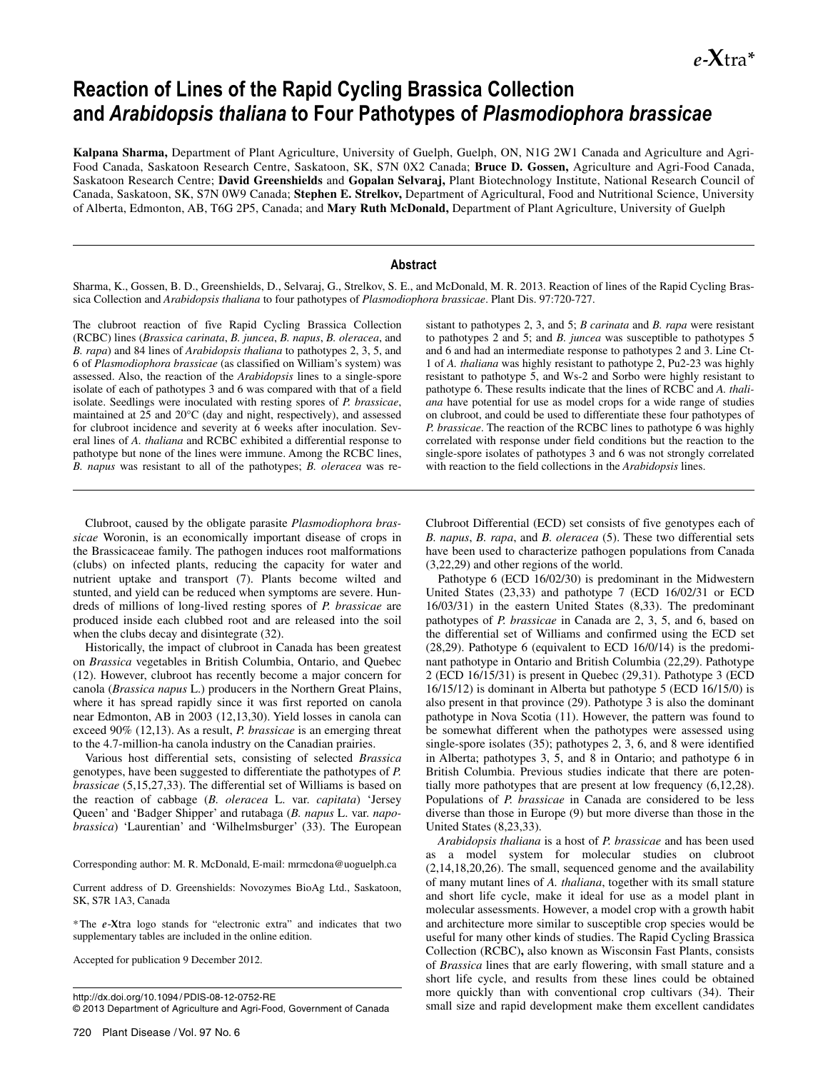# Reaction of Lines of the Rapid Cycling Brassica Collection and *Arabidopsis thaliana* to Four Pathotypes of *Plasmodiophora brassicae*

**Kalpana Sharma,** Department of Plant Agriculture, University of Guelph, Guelph, ON, N1G 2W1 Canada and Agriculture and Agri-Food Canada, Saskatoon Research Centre, Saskatoon, SK, S7N 0X2 Canada; **Bruce D. Gossen,** Agriculture and Agri-Food Canada, Saskatoon Research Centre; **David Greenshields** and **Gopalan Selvaraj,** Plant Biotechnology Institute, National Research Council of Canada, Saskatoon, SK, S7N 0W9 Canada; **Stephen E. Strelkov,** Department of Agricultural, Food and Nutritional Science, University of Alberta, Edmonton, AB, T6G 2P5, Canada; and **Mary Ruth McDonald,** Department of Plant Agriculture, University of Guelph

## Abstract

Sharma, K., Gossen, B. D., Greenshields, D., Selvaraj, G., Strelkov, S. E., and McDonald, M. R. 2013. Reaction of lines of the Rapid Cycling Brassica Collection and *Arabidopsis thaliana* to four pathotypes of *Plasmodiophora brassicae*. Plant Dis. 97:720-727.

The clubroot reaction of five Rapid Cycling Brassica Collection (RCBC) lines (*Brassica carinata*, *B. juncea*, *B. napus*, *B. oleracea*, and *B. rapa*) and 84 lines of *Arabidopsis thaliana* to pathotypes 2, 3, 5, and 6 of *Plasmodiophora brassicae* (as classified on William's system) was assessed. Also, the reaction of the *Arabidopsis* lines to a single-spore isolate of each of pathotypes 3 and 6 was compared with that of a field isolate. Seedlings were inoculated with resting spores of *P. brassicae*, maintained at 25 and 20°C (day and night, respectively), and assessed for clubroot incidence and severity at 6 weeks after inoculation. Several lines of *A. thaliana* and RCBC exhibited a differential response to pathotype but none of the lines were immune. Among the RCBC lines, *B. napus* was resistant to all of the pathotypes; *B. oleracea* was resistant to pathotypes 2, 3, and 5; *B carinata* and *B. rapa* were resistant to pathotypes 2 and 5; and *B. juncea* was susceptible to pathotypes 5 and 6 and had an intermediate response to pathotypes 2 and 3. Line Ct-1 of *A. thaliana* was highly resistant to pathotype 2, Pu2-23 was highly resistant to pathotype 5, and Ws-2 and Sorbo were highly resistant to pathotype 6. These results indicate that the lines of RCBC and *A. thaliana* have potential for use as model crops for a wide range of studies on clubroot, and could be used to differentiate these four pathotypes of *P. brassicae*. The reaction of the RCBC lines to pathotype 6 was highly correlated with response under field conditions but the reaction to the single-spore isolates of pathotypes 3 and 6 was not strongly correlated with reaction to the field collections in the *Arabidopsis* lines.

Clubroot, caused by the obligate parasite *Plasmodiophora brassicae* Woronin, is an economically important disease of crops in the Brassicaceae family. The pathogen induces root malformations (clubs) on infected plants, reducing the capacity for water and nutrient uptake and transport (7). Plants become wilted and stunted, and yield can be reduced when symptoms are severe. Hundreds of millions of long-lived resting spores of *P. brassicae* are produced inside each clubbed root and are released into the soil when the clubs decay and disintegrate (32).

Historically, the impact of clubroot in Canada has been greatest on *Brassica* vegetables in British Columbia, Ontario, and Quebec (12). However, clubroot has recently become a major concern for canola (*Brassica napus* L.) producers in the Northern Great Plains, where it has spread rapidly since it was first reported on canola near Edmonton, AB in 2003 (12,13,30). Yield losses in canola can exceed 90% (12,13). As a result, *P. brassicae* is an emerging threat to the 4.7-million-ha canola industry on the Canadian prairies.

Various host differential sets, consisting of selected *Brassica* genotypes, have been suggested to differentiate the pathotypes of *P. brassicae* (5,15,27,33). The differential set of Williams is based on the reaction of cabbage (*B. oleracea* L. var. *capitata*) 'Jersey Queen' and 'Badger Shipper' and rutabaga (*B. napus* L. var. *napobrassica*) 'Laurentian' and 'Wilhelmsburger' (33). The European Clubroot Differential (ECD) set consists of five genotypes each of *B. napus*, *B. rapa*, and *B. oleracea* (5). These two differential sets have been used to characterize pathogen populations from Canada (3,22,29) and other regions of the world.

Pathotype 6 (ECD 16/02/30) is predominant in the Midwestern United States (23,33) and pathotype 7 (ECD 16/02/31 or ECD 16/03/31) in the eastern United States (8,33). The predominant pathotypes of *P. brassicae* in Canada are 2, 3, 5, and 6, based on the differential set of Williams and confirmed using the ECD set (28,29). Pathotype 6 (equivalent to ECD 16/0/14) is the predominant pathotype in Ontario and British Columbia (22,29). Pathotype 2 (ECD 16/15/31) is present in Quebec (29,31). Pathotype 3 (ECD 16/15/12) is dominant in Alberta but pathotype 5 (ECD 16/15/0) is also present in that province (29). Pathotype 3 is also the dominant pathotype in Nova Scotia (11). However, the pattern was found to be somewhat different when the pathotypes were assessed using single-spore isolates (35); pathotypes 2, 3, 6, and 8 were identified in Alberta; pathotypes 3, 5, and 8 in Ontario; and pathotype 6 in British Columbia. Previous studies indicate that there are potentially more pathotypes that are present at low frequency (6,12,28). Populations of *P. brassicae* in Canada are considered to be less diverse than those in Europe (9) but more diverse than those in the United States (8,23,33).

*Arabidopsis thaliana* is a host of *P. brassicae* and has been used as a model system for molecular studies on clubroot (2,14,18,20,26). The small, sequenced genome and the availability of many mutant lines of *A. thaliana*, together with its small stature and short life cycle, make it ideal for use as a model plant in molecular assessments. However, a model crop with a growth habit and architecture more similar to susceptible crop species would be useful for many other kinds of studies. The Rapid Cycling Brassica Collection (RCBC), also known as Wisconsin Fast Plants, consists of *Brassica* lines that are early flowering, with small stature and a short life cycle, and results from these lines could be obtained more quickly than with conventional crop cultivars (34). Their small size and rapid development make them excellent candidates

Corresponding author: M. R. McDonald, E-mail: mrmcdona@uoguelph.ca

Current address of D. Greenshields: Novozymes BioAg Ltd., Saskatoon, SK, S7R 1A3, Canada

*The *e*-Xtra logo stands for "electronic extra" and indicates that two supplementary tables are included in the online edition.

Accepted for publication 9 December 2012.

http://dx.doi.org/10.1094/PDIS-08-12-0752-RE
© 2013 Department of Agriculture and Agri-Food, Government of Canada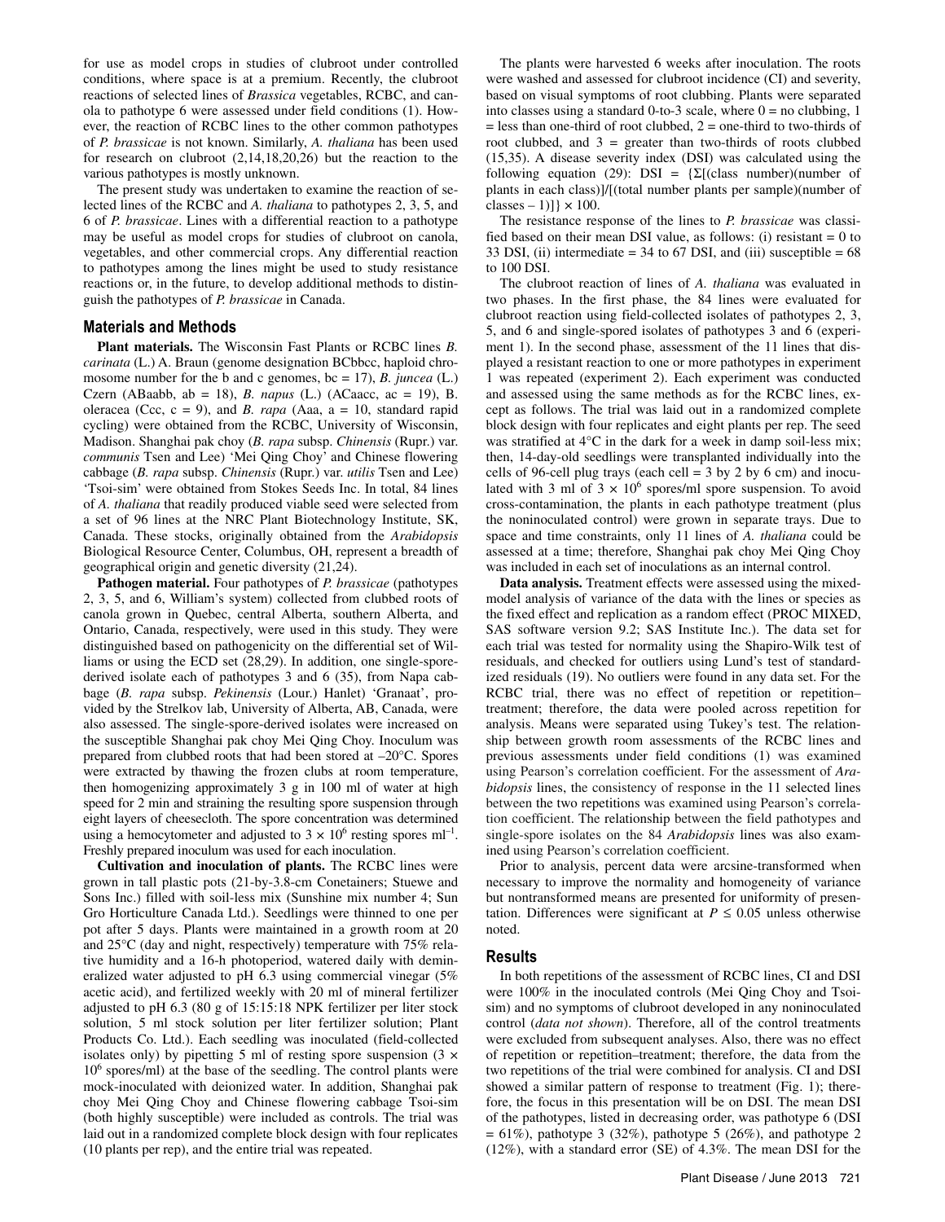for use as model crops in studies of clubroot under controlled conditions, where space is at a premium. Recently, the clubroot reactions of selected lines of *Brassica* vegetables, RCBC, and canola to pathotype 6 were assessed under field conditions (1). However, the reaction of RCBC lines to the other common pathotypes of *P. brassicae* is not known. Similarly, *A. thaliana* has been used for research on clubroot (2,14,18,20,26) but the reaction to the various pathotypes is mostly unknown.

The present study was undertaken to examine the reaction of selected lines of the RCBC and *A. thaliana* to pathotypes 2, 3, 5, and 6 of *P. brassicae*. Lines with a differential reaction to a pathotype may be useful as model crops for studies of clubroot on canola, vegetables, and other commercial crops. Any differential reaction to pathotypes among the lines might be used to study resistance reactions or, in the future, to develop additional methods to distinguish the pathotypes of *P. brassicae* in Canada.

## Materials and Methods

**Plant materials.** The Wisconsin Fast Plants or RCBC lines *B. carinata* (L.) A. Braun (genome designation BCbbcc, haploid chromosome number for the b and c genomes, bc = 17), *B. juncea* (L.) Czern (ABaabb, ab = 18), *B. napus* (L.) (ACaacc, ac = 19), B. oleracea (Ccc, c = 9), and *B. rapa* (Aaa, a = 10, standard rapid cycling) were obtained from the RCBC, University of Wisconsin, Madison. Shanghai pak choy (*B. rapa* subsp. *Chinensis* (Rupr.) var. *communis* Tsen and Lee) 'Mei Qing Choy' and Chinese flowering cabbage (*B. rapa* subsp. *Chinensis* (Rupr.) var. *utilis* Tsen and Lee) 'Tsoi-sim' were obtained from Stokes Seeds Inc. In total, 84 lines of *A. thaliana* that readily produced viable seed were selected from a set of 96 lines at the NRC Plant Biotechnology Institute, SK, Canada. These stocks, originally obtained from the *Arabidopsis* Biological Resource Center, Columbus, OH, represent a breadth of geographical origin and genetic diversity (21,24).

**Pathogen material.** Four pathotypes of *P. brassicae* (pathotypes 2, 3, 5, and 6, William's system) collected from clubbed roots of canola grown in Quebec, central Alberta, southern Alberta, and Ontario, Canada, respectively, were used in this study. They were distinguished based on pathogenicity on the differential set of Williams or using the ECD set (28,29). In addition, one single-spore-derived isolate each of pathotypes 3 and 6 (35), from Napa cabbage (*B. rapa* subsp. *Pekinensis* (Lour.) Hanlet) 'Granaat', provided by the Strelkov lab, University of Alberta, AB, Canada, were also assessed. The single-spore-derived isolates were increased on the susceptible Shanghai pak choy Mei Qing Choy. Inoculum was prepared from clubbed roots that had been stored at –20°C. Spores were extracted by thawing the frozen clubs at room temperature, then homogenizing approximately 3 g in 100 ml of water at high speed for 2 min and straining the resulting spore suspension through eight layers of cheesecloth. The spore concentration was determined using a hemocytometer and adjusted to $3 \times 10^6$ resting spores ml$^{-1}$. Freshly prepared inoculum was used for each inoculation.

**Cultivation and inoculation of plants.** The RCBC lines were grown in tall plastic pots (21-by-3.8-cm Conetainers; Stuewe and Sons Inc.) filled with soil-less mix (Sunshine mix number 4; Sun Gro Horticulture Canada Ltd.). Seedlings were thinned to one per pot after 5 days. Plants were maintained in a growth room at 20 and 25°C (day and night, respectively) temperature with 75% relative humidity and a 16-h photoperiod, watered daily with demineralized water adjusted to pH 6.3 using commercial vinegar (5% acetic acid), and fertilized weekly with 20 ml of mineral fertilizer adjusted to pH 6.3 (80 g of 15:15:18 NPK fertilizer per liter stock solution, 5 ml stock solution per liter fertilizer solution; Plant Products Co. Ltd.). Each seedling was inoculated (field-collected isolates only) by pipetting 5 ml of resting spore suspension ($3 \times 10^6$ spores/ml) at the base of the seedling. The control plants were mock-inoculated with deionized water. In addition, Shanghai pak choy Mei Qing Choy and Chinese flowering cabbage Tsoi-sim (both highly susceptible) were included as controls. The trial was laid out in a randomized complete block design with four replicates (10 plants per rep), and the entire trial was repeated.

The plants were harvested 6 weeks after inoculation. The roots were washed and assessed for clubroot incidence (CI) and severity, based on visual symptoms of root clubbing. Plants were separated into classes using a standard 0-to-3 scale, where 0 = no clubbing, 1 = less than one-third of root clubbed, 2 = one-third to two-thirds of root clubbed, and 3 = greater than two-thirds of roots clubbed (15,35). A disease severity index (DSI) was calculated using the following equation (29): DSI = {Σ[(class number)(number of plants in each class)]/[(total number plants per sample)(number of classes – 1)]} × 100.

The resistance response of the lines to *P. brassicae* was classified based on their mean DSI value, as follows: (i) resistant = 0 to 33 DSI, (ii) intermediate = 34 to 67 DSI, and (iii) susceptible = 68 to 100 DSI.

The clubroot reaction of lines of *A. thaliana* was evaluated in two phases. In the first phase, the 84 lines were evaluated for clubroot reaction using field-collected isolates of pathotypes 2, 3, 5, and 6 and single-spored isolates of pathotypes 3 and 6 (experiment 1). In the second phase, assessment of the 11 lines that displayed a resistant reaction to one or more pathotypes in experiment 1 was repeated (experiment 2). Each experiment was conducted and assessed using the same methods as for the RCBC lines, except as follows. The trial was laid out in a randomized complete block design with four replicates and eight plants per rep. The seed was stratified at 4°C in the dark for a week in damp soil-less mix; then, 14-day-old seedlings were transplanted individually into the cells of 96-cell plug trays (each cell = 3 by 2 by 6 cm) and inoculated with 3 ml of $3 \times 10^6$ spores/ml spore suspension. To avoid cross-contamination, the plants in each pathotype treatment (plus the noninoculated control) were grown in separate trays. Due to space and time constraints, only 11 lines of *A. thaliana* could be assessed at a time; therefore, Shanghai pak choy Mei Qing Choy was included in each set of inoculations as an internal control.

**Data analysis.** Treatment effects were assessed using the mixed-model analysis of variance of the data with the lines or species as the fixed effect and replication as a random effect (PROC MIXED, SAS software version 9.2; SAS Institute Inc.). The data set for each trial was tested for normality using the Shapiro-Wilk test of residuals, and checked for outliers using Lund's test of standardized residuals (19). No outliers were found in any data set. For the RCBC trial, there was no effect of repetition or repetition–treatment; therefore, the data were pooled across repetition for analysis. Means were separated using Tukey's test. The relationship between growth room assessments of the RCBC lines and previous assessments under field conditions (1) was examined using Pearson's correlation coefficient. For the assessment of *Arabidopsis* lines, the consistency of response in the 11 selected lines between the two repetitions was examined using Pearson's correlation coefficient. The relationship between the field pathotypes and single-spore isolates on the 84 *Arabidopsis* lines was also examined using Pearson's correlation coefficient.

Prior to analysis, percent data were arcsine-transformed when necessary to improve the normality and homogeneity of variance but nontransformed means are presented for uniformity of presentation. Differences were significant at $P \leq 0.05$ unless otherwise noted.

## Results

In both repetitions of the assessment of RCBC lines, CI and DSI were 100% in the inoculated controls (Mei Qing Choy and Tsoi-sim) and no symptoms of clubroot developed in any noninoculated control (*data not shown*). Therefore, all of the control treatments were excluded from subsequent analyses. Also, there was no effect of repetition or repetition–treatment; therefore, the data from the two repetitions of the trial were combined for analysis. CI and DSI showed a similar pattern of response to treatment (Fig. 1); therefore, the focus in this presentation will be on DSI. The mean DSI of the pathotypes, listed in decreasing order, was pathotype 6 (DSI = 61%), pathotype 3 (32%), pathotype 5 (26%), and pathotype 2 (12%), with a standard error (SE) of 4.3%. The mean DSI for the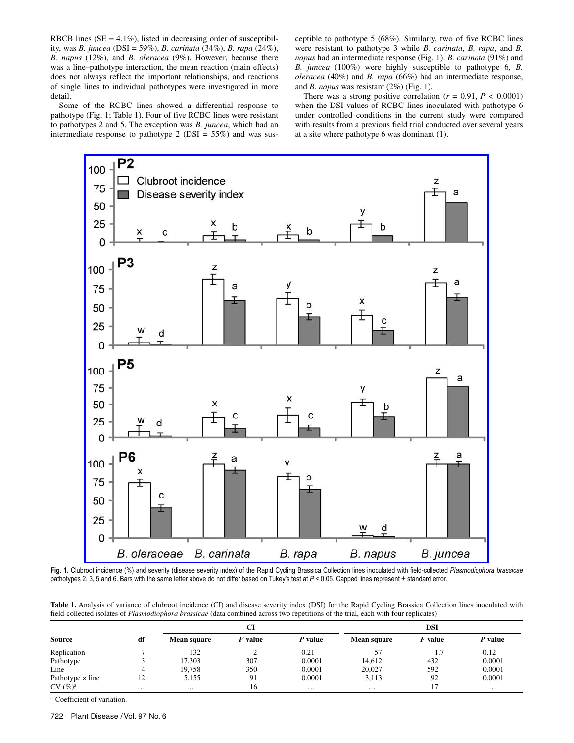RBCB lines (SE = 4.1%), listed in decreasing order of susceptibility, was *B. juncea* (DSI = 59%), *B. carinata* (34%), *B. rapa* (24%), *B. napus* (12%), and *B. oleracea* (9%). However, because there was a line–pathotype interaction, the mean reaction (main effects) does not always reflect the important relationships, and reactions of single lines to individual pathotypes were investigated in more detail.

Some of the RCBC lines showed a differential response to pathotype (Fig. 1; Table 1). Four of five RCBC lines were resistant to pathotypes 2 and 5. The exception was *B. juncea*, which had an intermediate response to pathotype 2 (DSI = 55%) and was susceptible to pathotype 5 (68%). Similarly, two of five RCBC lines were resistant to pathotype 3 while *B. carinata*, *B. rapa*, and *B. napus* had an intermediate response (Fig. 1). *B. carinata* (91%) and *B. juncea* (100%) were highly susceptible to pathotype 6, *B. oleracea* (40%) and *B. rapa* (66%) had an intermediate response, and *B. napus* was resistant (2%) (Fig. 1).

There was a strong positive correlation ($r = 0.91$, $P < 0.0001$) when the DSI values of RCBC lines inoculated with pathotype 6 under controlled conditions in the current study were compared with results from a previous field trial conducted over several years at a site where pathotype 6 was dominant (1).

**Fig. 1.** Clubroot incidence (%) and severity (disease severity index) of the Rapid Cycling Brassica Collection lines inoculated with field-collected *Plasmodiophora brassicae* pathotypes 2, 3, 5 and 6. Bars with the same letter above do not differ based on Tukey's test at $P < 0.05$. Capped lines represent ± standard error.

**Table 1.** Analysis of variance of clubroot incidence (CI) and disease severity index (DSI) for the Rapid Cycling Brassica Collection lines inoculated with field-collected isolates of *Plasmodiophora brassicae* (data combined across two repetitions of the trial, each with four replicates)

| | | CI | | | DSI | | |
|---|---|---|---|---|---|---|---|
| **Source** | **df** | **Mean square** | ***F* value** | ***P* value** | **Mean square** | ***F* value** | ***P* value** |
| Replication | 7 | 132 | 2 | 0.21 | 57 | 1.7 | 0.12 |
| Pathotype | 3 | 17,303 | 307 | 0.0001 | 14,612 | 432 | 0.0001 |
| Line | 4 | 19,758 | 350 | 0.0001 | 20,027 | 592 | 0.0001 |
| Pathotype × line | 12 | 5,155 | 91 | 0.0001 | 3,113 | 92 | 0.0001 |
| CV (%)[a] | … | … | 16 | … | … | 17 | … |

[a] Coefficient of variation.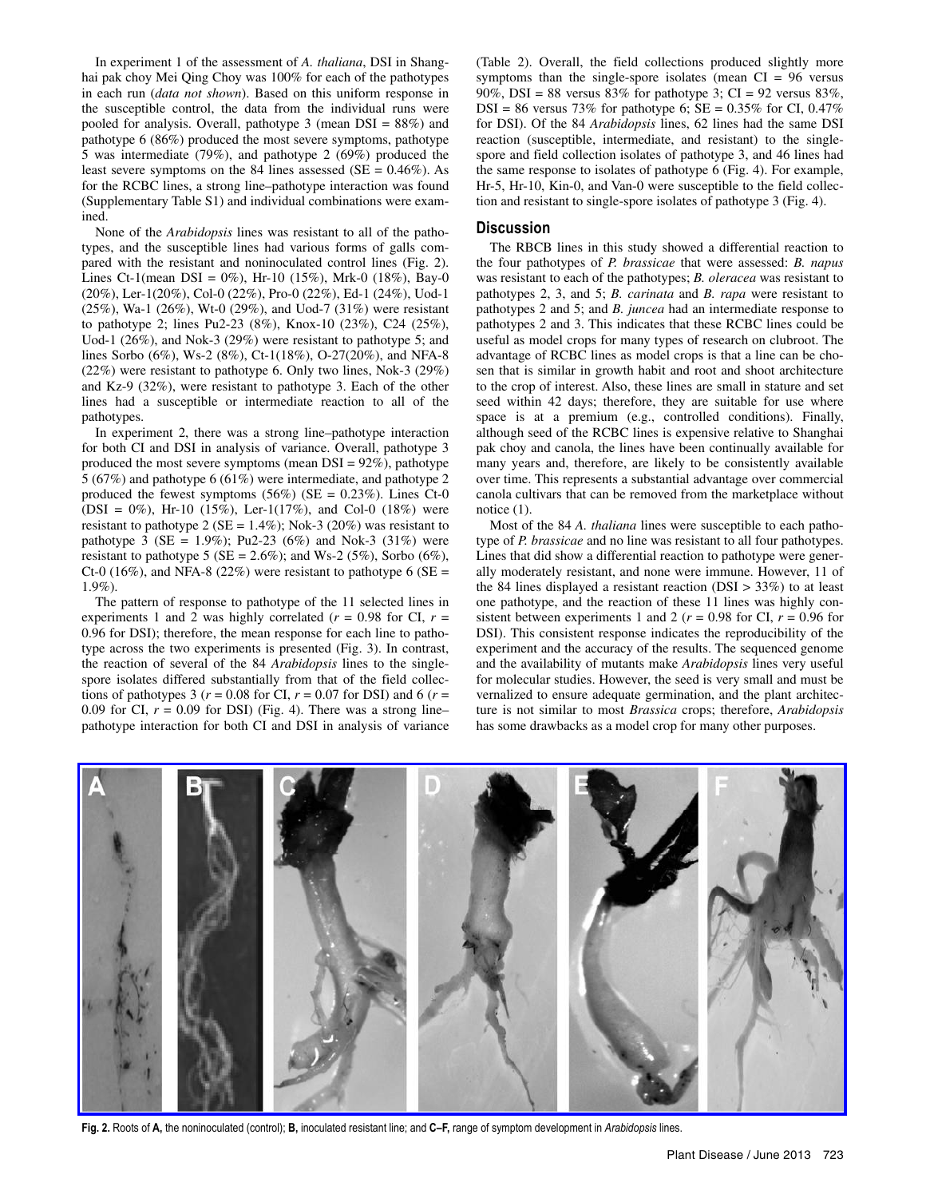In experiment 1 of the assessment of *A. thaliana*, DSI in Shanghai pak choy Mei Qing Choy was 100% for each of the pathotypes in each run (*data not shown*). Based on this uniform response in the susceptible control, the data from the individual runs were pooled for analysis. Overall, pathotype 3 (mean DSI = 88%) and pathotype 6 (86%) produced the most severe symptoms, pathotype 5 was intermediate (79%), and pathotype 2 (69%) produced the least severe symptoms on the 84 lines assessed (SE = 0.46%). As for the RCBC lines, a strong line–pathotype interaction was found (Supplementary Table S1) and individual combinations were examined.

None of the *Arabidopsis* lines was resistant to all of the pathotypes, and the susceptible lines had various forms of galls compared with the resistant and noninoculated control lines (Fig. 2). Lines Ct-1(mean DSI = 0%), Hr-10 (15%), Mrk-0 (18%), Bay-0 (20%), Ler-1(20%), Col-0 (22%), Pro-0 (22%), Ed-1 (24%), Uod-1 (25%), Wa-1 (26%), Wt-0 (29%), and Uod-7 (31%) were resistant to pathotype 2; lines Pu2-23 (8%), Knox-10 (23%), C24 (25%), Uod-1 (26%), and Nok-3 (29%) were resistant to pathotype 5; and lines Sorbo (6%), Ws-2 (8%), Ct-1(18%), O-27(20%), and NFA-8 (22%) were resistant to pathotype 6. Only two lines, Nok-3 (29%) and Kz-9 (32%), were resistant to pathotype 3. Each of the other lines had a susceptible or intermediate reaction to all of the pathotypes.

In experiment 2, there was a strong line–pathotype interaction for both CI and DSI in analysis of variance. Overall, pathotype 3 produced the most severe symptoms (mean DSI = 92%), pathotype 5 (67%) and pathotype 6 (61%) were intermediate, and pathotype 2 produced the fewest symptoms (56%) (SE = 0.23%). Lines Ct-0 (DSI = 0%), Hr-10 (15%), Ler-1(17%), and Col-0 (18%) were resistant to pathotype 2 (SE = 1.4%); Nok-3 (20%) was resistant to pathotype 3 (SE = 1.9%); Pu2-23 (6%) and Nok-3 (31%) were resistant to pathotype 5 (SE = 2.6%); and Ws-2 (5%), Sorbo (6%), Ct-0 (16%), and NFA-8 (22%) were resistant to pathotype 6 (SE = 1.9%).

The pattern of response to pathotype of the 11 selected lines in experiments 1 and 2 was highly correlated ($r = 0.98$ for CI, $r = 0.96$ for DSI); therefore, the mean response for each line to pathotype across the two experiments is presented (Fig. 3). In contrast, the reaction of several of the 84 *Arabidopsis* lines to the single-spore isolates differed substantially from that of the field collections of pathotypes 3 ($r = 0.08$ for CI, $r = 0.07$ for DSI) and 6 ($r = 0.09$ for CI, $r = 0.09$ for DSI) (Fig. 4). There was a strong line–pathotype interaction for both CI and DSI in analysis of variance (Table 2). Overall, the field collections produced slightly more symptoms than the single-spore isolates (mean CI = 96 versus 90%, DSI = 88 versus 83% for pathotype 3; CI = 92 versus 83%, DSI = 86 versus 73% for pathotype 6; SE = 0.35% for CI, 0.47% for DSI). Of the 84 *Arabidopsis* lines, 62 lines had the same DSI reaction (susceptible, intermediate, and resistant) to the single-spore and field collection isolates of pathotype 3, and 46 lines had the same response to isolates of pathotype 6 (Fig. 4). For example, Hr-5, Hr-10, Kin-0, and Van-0 were susceptible to the field collection and resistant to single-spore isolates of pathotype 3 (Fig. 4).

## Discussion

The RBCB lines in this study showed a differential reaction to the four pathotypes of *P. brassicae* that were assessed: *B. napus* was resistant to each of the pathotypes; *B. oleracea* was resistant to pathotypes 2, 3, and 5; *B. carinata* and *B. rapa* were resistant to pathotypes 2 and 5; and *B. juncea* had an intermediate response to pathotypes 2 and 3. This indicates that these RCBC lines could be useful as model crops for many types of research on clubroot. The advantage of RCBC lines as model crops is that a line can be chosen that is similar in growth habit and root and shoot architecture to the crop of interest. Also, these lines are small in stature and set seed within 42 days; therefore, they are suitable for use where space is at a premium (e.g., controlled conditions). Finally, although seed of the RCBC lines is expensive relative to Shanghai pak choy and canola, the lines have been continually available for many years and, therefore, are likely to be consistently available over time. This represents a substantial advantage over commercial canola cultivars that can be removed from the marketplace without notice (1).

Most of the 84 *A. thaliana* lines were susceptible to each pathotype of *P. brassicae* and no line was resistant to all four pathotypes. Lines that did show a differential reaction to pathotype were generally moderately resistant, and none were immune. However, 11 of the 84 lines displayed a resistant reaction (DSI > 33%) to at least one pathotype, and the reaction of these 11 lines was highly consistent between experiments 1 and 2 ($r = 0.98$ for CI, $r = 0.96$ for DSI). This consistent response indicates the reproducibility of the experiment and the accuracy of the results. The sequenced genome and the availability of mutants make *Arabidopsis* lines very useful for molecular studies. However, the seed is very small and must be vernalized to ensure adequate germination, and the plant architecture is not similar to most *Brassica* crops; therefore, *Arabidopsis* has some drawbacks as a model crop for many other purposes.

**Fig. 2.** Roots of **A,** the noninoculated (control); **B,** inoculated resistant line; and **C–F,** range of symptom development in *Arabidopsis* lines.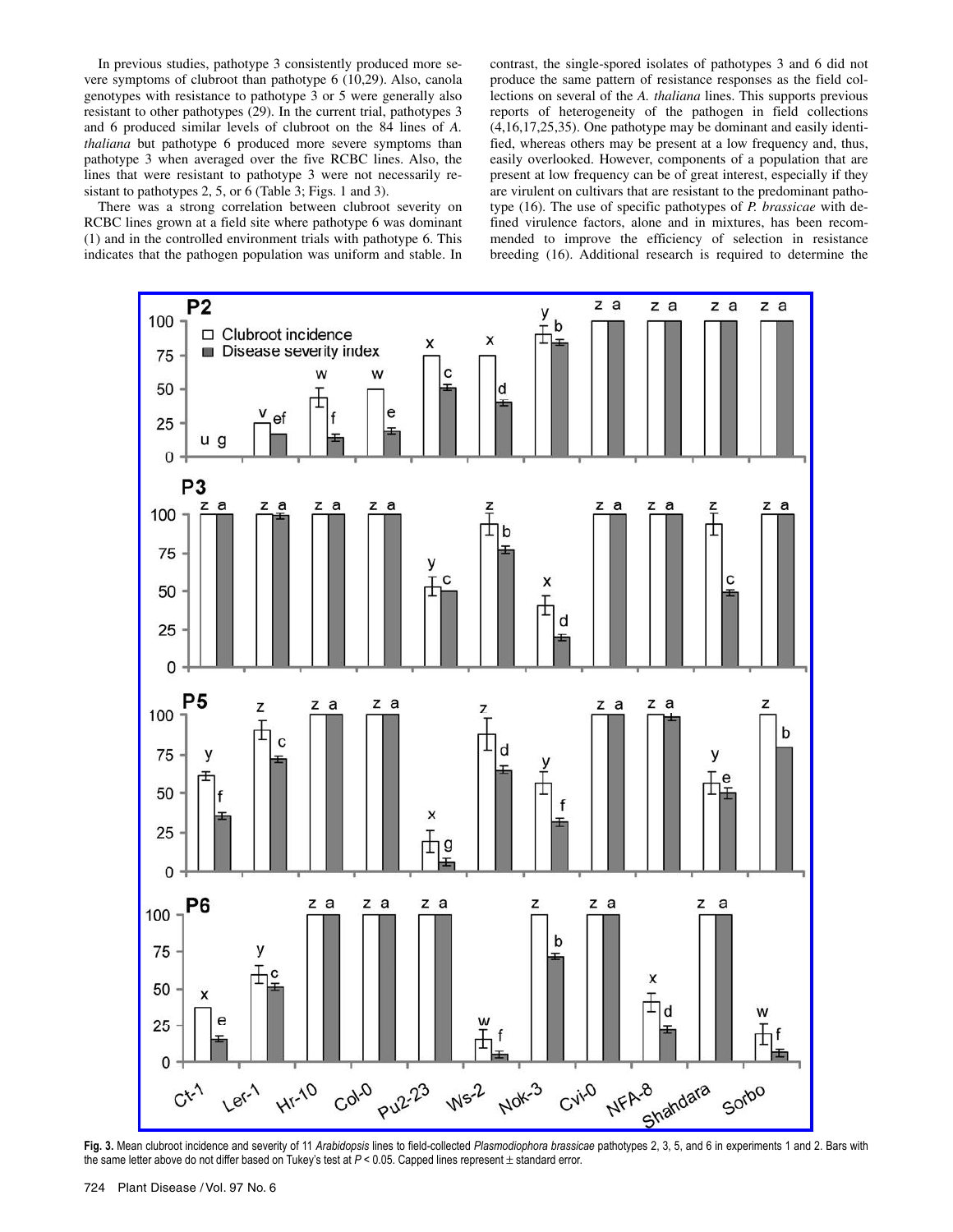In previous studies, pathotype 3 consistently produced more severe symptoms of clubroot than pathotype 6 (10,29). Also, canola genotypes with resistance to pathotype 3 or 5 were generally also resistant to other pathotypes (29). In the current trial, pathotypes 3 and 6 produced similar levels of clubroot on the 84 lines of *A. thaliana* but pathotype 6 produced more severe symptoms than pathotype 3 when averaged over the five RCBC lines. Also, the lines that were resistant to pathotype 3 were not necessarily resistant to pathotypes 2, 5, or 6 (Table 3; Figs. 1 and 3).

There was a strong correlation between clubroot severity on RCBC lines grown at a field site where pathotype 6 was dominant (1) and in the controlled environment trials with pathotype 6. This indicates that the pathogen population was uniform and stable. In contrast, the single-spored isolates of pathotypes 3 and 6 did not produce the same pattern of resistance responses as the field collections on several of the *A. thaliana* lines. This supports previous reports of heterogeneity of the pathogen in field collections (4,16,17,25,35). One pathotype may be dominant and easily identified, whereas others may be present at a low frequency and, thus, easily overlooked. However, components of a population that are present at low frequency can be of great interest, especially if they are virulent on cultivars that are resistant to the predominant pathotype (16). The use of specific pathotypes of *P. brassicae* with defined virulence factors, alone and in mixtures, has been recommended to improve the efficiency of selection in resistance breeding (16). Additional research is required to determine the

**Fig. 3.** Mean clubroot incidence and severity of 11 *Arabidopsis* lines to field-collected *Plasmodiophora brassicae* pathotypes 2, 3, 5, and 6 in experiments 1 and 2. Bars with the same letter above do not differ based on Tukey's test at $P < 0.05$. Capped lines represent ± standard error.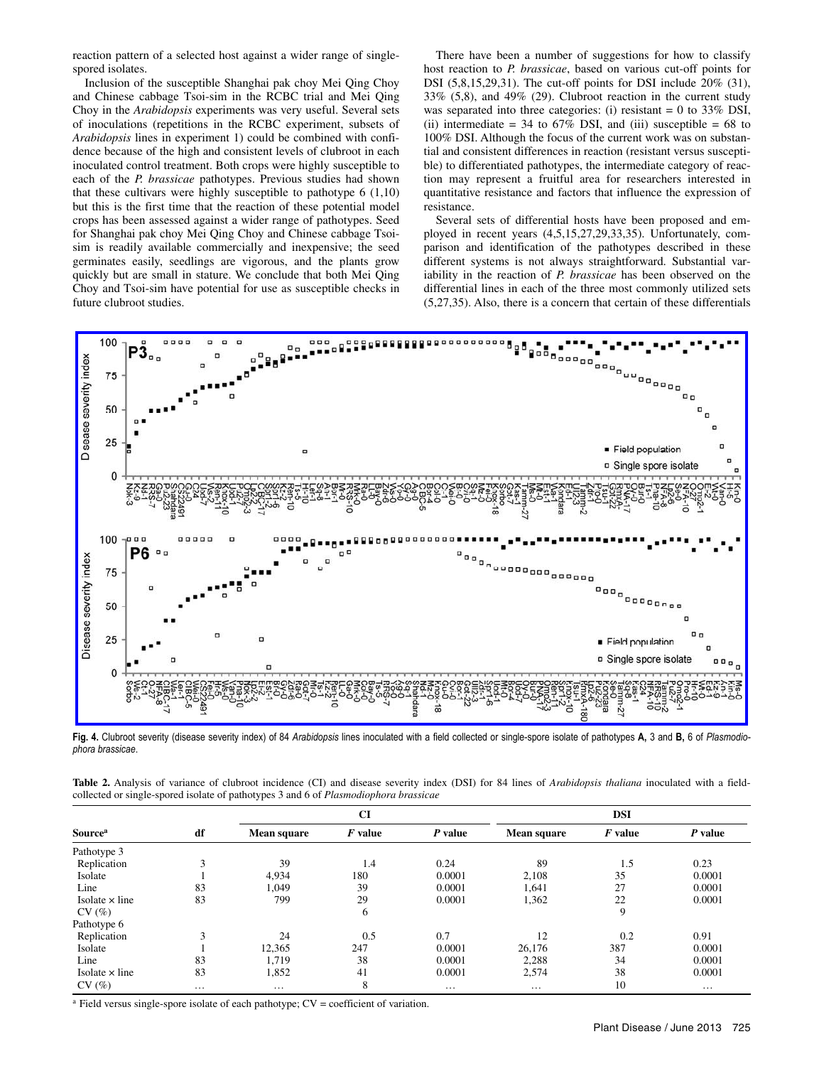reaction pattern of a selected host against a wider range of single-spored isolates.

Inclusion of the susceptible Shanghai pak choy Mei Qing Choy and Chinese cabbage Tsoi-sim in the RCBC trial and Mei Qing Choy in the *Arabidopsis* experiments was very useful. Several sets of inoculations (repetitions in the RCBC experiment, subsets of *Arabidopsis* lines in experiment 1) could be combined with confidence because of the high and consistent levels of clubroot in each inoculated control treatment. Both crops were highly susceptible to each of the *P. brassicae* pathotypes. Previous studies had shown that these cultivars were highly susceptible to pathotype 6 (1,10) but this is the first time that the reaction of these potential model crops has been assessed against a wider range of pathotypes. Seed for Shanghai pak choy Mei Qing Choy and Chinese cabbage Tsoi-sim is readily available commercially and inexpensive; the seed germinates easily, seedlings are vigorous, and the plants grow quickly but are small in stature. We conclude that both Mei Qing Choy and Tsoi-sim have potential for use as susceptible checks in future clubroot studies.

There have been a number of suggestions for how to classify host reaction to *P. brassicae*, based on various cut-off points for DSI (5,8,15,29,31). The cut-off points for DSI include 20% (31), 33% (5,8), and 49% (29). Clubroot reaction in the current study was separated into three categories: (i) resistant = 0 to 33% DSI, (ii) intermediate = 34 to 67% DSI, and (iii) susceptible = 68 to 100% DSI. Although the focus of the current work was on substantial and consistent differences in reaction (resistant versus susceptible) to differentiated pathotypes, the intermediate category of reaction may represent a fruitful area for researchers interested in quantitative resistance and factors that influence the expression of resistance.

Several sets of differential hosts have been proposed and employed in recent years (4,5,15,27,29,33,35). Unfortunately, comparison and identification of the pathotypes described in these different systems is not always straightforward. Substantial variability in the reaction of *P. brassicae* has been observed on the differential lines in each of the three most commonly utilized sets (5,27,35). Also, there is a concern that certain of these differentials

**Fig. 4.** Clubroot severity (disease severity index) of 84 *Arabidopsis* lines inoculated with a field collected or single-spore isolate of pathotypes **A,** 3 and **B,** 6 of *Plasmodiophora brassicae*.

**Table 2.** Analysis of variance of clubroot incidence (CI) and disease severity index (DSI) for 84 lines of *Arabidopsis thaliana* inoculated with a field-collected or single-spored isolate of pathotypes 3 and 6 of *Plasmodiophora brassicae*

| Source[a] | df | CI | | | DSI | | |
|---|---|---|---|---|---|---|---|
| | | Mean square | *F* value | *P* value | Mean square | *F* value | *P* value |
| Pathotype 3 | | | | | | | |
| Replication | 3 | 39 | 1.4 | 0.24 | 89 | 1.5 | 0.23 |
| Isolate | 1 | 4,934 | 180 | 0.0001 | 2,108 | 35 | 0.0001 |
| Line | 83 | 1,049 | 39 | 0.0001 | 1,641 | 27 | 0.0001 |
| Isolate × line | 83 | 799 | 29 | 0.0001 | 1,362 | 22 | 0.0001 |
| CV (%) | | | 6 | | | 9 | |
| Pathotype 6 | | | | | | | |
| Replication | 3 | 24 | 0.5 | 0.7 | 12 | 0.2 | 0.91 |
| Isolate | 1 | 12,365 | 247 | 0.0001 | 26,176 | 387 | 0.0001 |
| Line | 83 | 1,719 | 38 | 0.0001 | 2,288 | 34 | 0.0001 |
| Isolate × line | 83 | 1,852 | 41 | 0.0001 | 2,574 | 38 | 0.0001 |
| CV (%) | … | … | 8 | … | … | 10 | … |

[a] Field versus single-spore isolate of each pathotype; CV = coefficient of variation.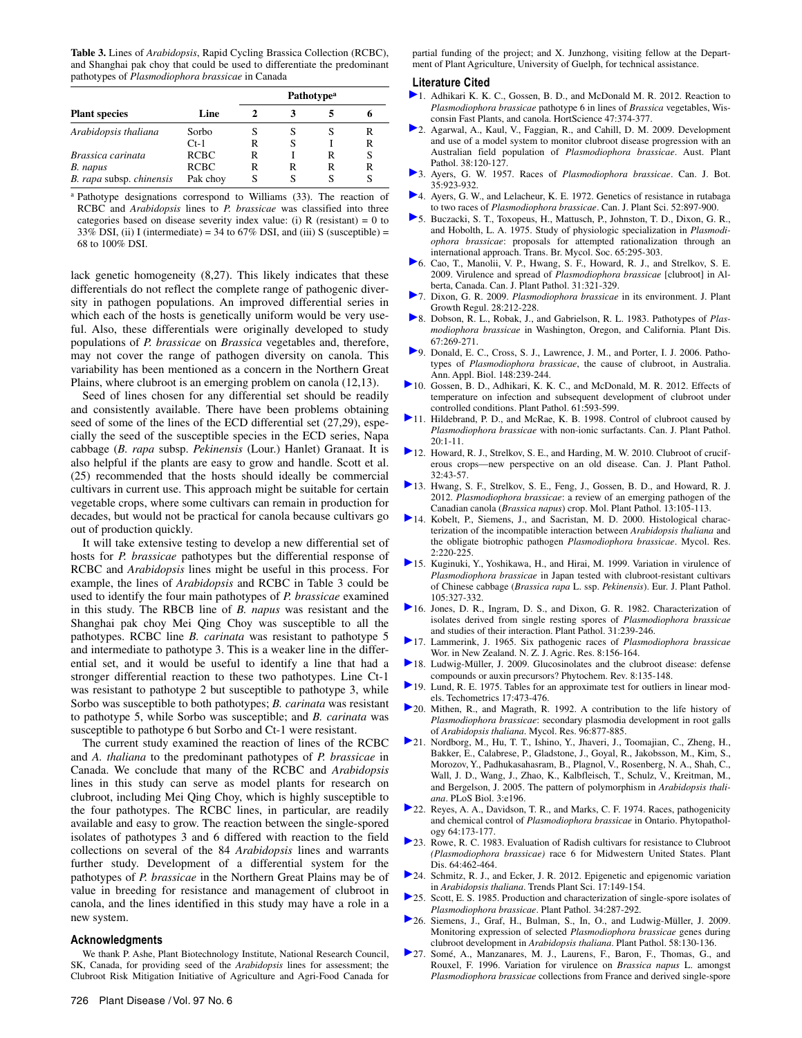**Table 3.** Lines of *Arabidopsis*, Rapid Cycling Brassica Collection (RCBC), and Shanghai pak choy that could be used to differentiate the predominant pathotypes of *Plasmodiophora brassicae* in Canada

| Plant species | Line | Pathotype[a] | | | |
|---|---|---|---|---|---|
| | | 2 | 3 | 5 | 6 |
| *Arabidopsis thaliana* | Sorbo | S | S | S | R |
| | Ct-1 | R | S | I | R |
| *Brassica carinata* | RCBC | R | I | R | S |
| *B. napus* | RCBC | R | R | R | R |
| *B. rapa* subsp. *chinensis* | Pak choy | S | S | S | S |

[a] Pathotype designations correspond to Williams (33). The reaction of RCBC and *Arabidopsis* lines to *P. brassicae* was classified into three categories based on disease severity index value: (i) R (resistant) = 0 to 33% DSI, (ii) I (intermediate) = 34 to 67% DSI, and (iii) S (susceptible) = 68 to 100% DSI.

lack genetic homogeneity (8,27). This likely indicates that these differentials do not reflect the complete range of pathogenic diversity in pathogen populations. An improved differential series in which each of the hosts is genetically uniform would be very useful. Also, these differentials were originally developed to study populations of *P. brassicae* on *Brassica* vegetables and, therefore, may not cover the range of pathogen diversity on canola. This variability has been mentioned as a concern in the Northern Great Plains, where clubroot is an emerging problem on canola (12,13).

Seed of lines chosen for any differential set should be readily and consistently available. There have been problems obtaining seed of some of the lines of the ECD differential set (27,29), especially the seed of the susceptible species in the ECD series, Napa cabbage (*B. rapa* subsp. *Pekinensis* (Lour.) Hanlet) Granaat. It is also helpful if the plants are easy to grow and handle. Scott et al. (25) recommended that the hosts should ideally be commercial cultivars in current use. This approach might be suitable for certain vegetable crops, where some cultivars can remain in production for decades, but would not be practical for canola because cultivars go out of production quickly.

It will take extensive testing to develop a new differential set of hosts for *P. brassicae* pathotypes but the differential response of RCBC and *Arabidopsis* lines might be useful in this process. For example, the lines of *Arabidopsis* and RCBC in Table 3 could be used to identify the four main pathotypes of *P. brassicae* examined in this study. The RBCB line of *B. napus* was resistant and the Shanghai pak choy Mei Qing Choy was susceptible to all the pathotypes. RCBC line *B. carinata* was resistant to pathotype 5 and intermediate to pathotype 3. This is a weaker line in the differential set, and it would be useful to identify a line that had a stronger differential reaction to these two pathotypes. Line Ct-1 was resistant to pathotype 2 but susceptible to pathotype 3, while Sorbo was susceptible to both pathotypes; *B. carinata* was resistant to pathotype 5, while Sorbo was susceptible; and *B. carinata* was susceptible to pathotype 6 but Sorbo and Ct-1 were resistant.

The current study examined the reaction of lines of the RCBC and *A. thaliana* to the predominant pathotypes of *P. brassicae* in Canada. We conclude that many of the RCBC and *Arabidopsis* lines in this study can serve as model plants for research on clubroot, including Mei Qing Choy, which is highly susceptible to the four pathotypes. The RCBC lines, in particular, are readily available and easy to grow. The reaction between the single-spored isolates of pathotypes 3 and 6 differed with reaction to the field collections on several of the 84 *Arabidopsis* lines and warrants further study. Development of a differential system for the pathotypes of *P. brassicae* in the Northern Great Plains may be of value in breeding for resistance and management of clubroot in canola, and the lines identified in this study may have a role in a new system.

## Acknowledgments

We thank P. Ashe, Plant Biotechnology Institute, National Research Council, SK, Canada, for providing seed of the *Arabidopsis* lines for assessment; the Clubroot Risk Mitigation Initiative of Agriculture and Agri-Food Canada for partial funding of the project; and X. Junzhong, visiting fellow at the Department of Plant Agriculture, University of Guelph, for technical assistance.

## Literature Cited

1. Adhikari K. K. C., Gossen, B. D., and McDonald M. R. 2012. Reaction to *Plasmodiophora brassicae* pathotype 6 in lines of *Brassica* vegetables, Wisconsin Fast Plants, and canola. HortScience 47:374-377.
2. Agarwal, A., Kaul, V., Faggian, R., and Cahill, D. M. 2009. Development and use of a model system to monitor clubroot disease progression with an Australian field population of *Plasmodiophora brassicae*. Aust. Plant Pathol. 38:120-127.
3. Ayers, G. W. 1957. Races of *Plasmodiophora brassicae*. Can. J. Bot. 35:923-932.
4. Ayers, G. W., and Lelacheur, K. E. 1972. Genetics of resistance in rutabaga to two races of *Plasmodiophora brassicae*. Can. J. Plant Sci. 52:897-900.
5. Buczacki, S. T., Toxopeus, H., Mattusch, P., Johnston, T. D., Dixon, G. R., and Hobolth, L. A. 1975. Study of physiologic specialization in *Plasmodiophora brassicae*: proposals for attempted rationalization through an international approach. Trans. Br. Mycol. Soc. 65:295-303.
6. Cao, T., Manolii, V. P., Hwang, S. F., Howard, R. J., and Strelkov, S. E. 2009. Virulence and spread of *Plasmodiophora brassicae* [clubroot] in Alberta, Canada. Can. J. Plant Pathol. 31:321-329.
7. Dixon, G. R. 2009. *Plasmodiophora brassicae* in its environment. J. Plant Growth Regul. 28:212-228.
8. Dobson, R. L., Robak, J., and Gabrielson, R. L. 1983. Pathotypes of *Plasmodiophora brassicae* in Washington, Oregon, and California. Plant Dis. 67:269-271.
9. Donald, E. C., Cross, S. J., Lawrence, J. M., and Porter, I. J. 2006. Pathotypes of *Plasmodiophora brassicae*, the cause of clubroot, in Australia. Ann. Appl. Biol. 148:239-244.
10. Gossen, B. D., Adhikari, K. K. C., and McDonald, M. R. 2012. Effects of temperature on infection and subsequent development of clubroot under controlled conditions. Plant Pathol. 61:593-599.
11. Hildebrand, P. D., and McRae, K. B. 1998. Control of clubroot caused by *Plasmodiophora brassicae* with non-ionic surfactants. Can. J. Plant Pathol. 20:1-11.
12. Howard, R. J., Strelkov, S. E., and Harding, M. W. 2010. Clubroot of cruciferous crops—new perspective on an old disease. Can. J. Plant Pathol. 32:43-57.
13. Hwang, S. F., Strelkov, S. E., Feng, J., Gossen, B. D., and Howard, R. J. 2012. *Plasmodiophora brassicae*: a review of an emerging pathogen of the Canadian canola (*Brassica napus*) crop. Mol. Plant Pathol. 13:105-113.
14. Kobelt, P., Siemens, J., and Sacristan, M. D. 2000. Histological characterization of the incompatible interaction between *Arabidopsis thaliana* and the obligate biotrophic pathogen *Plasmodiophora brassicae*. Mycol. Res. 2:220-225.
15. Kuginuki, Y., Yoshikawa, H., and Hirai, M. 1999. Variation in virulence of *Plasmodiophora brassicae* in Japan tested with clubroot-resistant cultivars of Chinese cabbage (*Brassica rapa* L. ssp. *Pekinensis*). Eur. J. Plant Pathol. 105:327-332.
16. Jones, D. R., Ingram, D. S., and Dixon, G. R. 1982. Characterization of isolates derived from single resting spores of *Plasmodiophora brassicae* and studies of their interaction. Plant Pathol. 31:239-246.
17. Lammerink, J. 1965. Six pathogenic races of *Plasmodiophora brassicae* Wor. in New Zealand. N. Z. J. Agric. Res. 8:156-164.
18. Ludwig-Müller, J. 2009. Glucosinolates and the clubroot disease: defense compounds or auxin precursors? Phytochem. Rev. 8:135-148.
19. Lund, R. E. 1975. Tables for an approximate test for outliers in linear models. Techometrics 17:473-476.
20. Mithen, R., and Magrath, R. 1992. A contribution to the life history of *Plasmodiophora brassicae*: secondary plasmodia development in root galls of *Arabidopsis thaliana*. Mycol. Res. 96:877-885.
21. Nordborg, M., Hu, T. T., Ishino, Y., Jhaveri, J., Toomajian, C., Zheng, H., Bakker, E., Calabrese, P., Gladstone, J., Goyal, R., Jakobsson, M., Kim, S., Morozov, Y., Padhukasahasram, B., Plagnol, V., Rosenberg, N. A., Shah, C., Wall, J. D., Wang, J., Zhao, K., Kalbfleisch, T., Schulz, V., Kreitman, M., and Bergelson, J. 2005. The pattern of polymorphism in *Arabidopsis thaliana*. PLoS Biol. 3:e196.
22. Reyes, A. A., Davidson, T. R., and Marks, C. F. 1974. Races, pathogenicity and chemical control of *Plasmodiophora brassicae* in Ontario. Phytopathology 64:173-177.
23. Rowe, R. C. 1983. Evaluation of Radish cultivars for resistance to Clubroot *(Plasmodiophora brassicae)* race 6 for Midwestern United States. Plant Dis. 64:462-464.
24. Schmitz, R. J., and Ecker, J. R. 2012. Epigenetic and epigenomic variation in *Arabidopsis thaliana*. Trends Plant Sci. 17:149-154.
25. Scott, E. S. 1985. Production and characterization of single-spore isolates of *Plasmodiophora brassicae*. Plant Pathol. 34:287-292.
26. Siemens, J., Graf, H., Bulman, S., In, O., and Ludwig-Müller, J. 2009. Monitoring expression of selected *Plasmodiophora brassicae* genes during clubroot development in *Arabidopsis thaliana*. Plant Pathol. 58:130-136.
27. Somé, A., Manzanares, M. J., Laurens, F., Baron, F., Thomas, G., and Rouxel, F. 1996. Variation for virulence on *Brassica napus* L. amongst *Plasmodiophora brassicae* collections from France and derived single-spore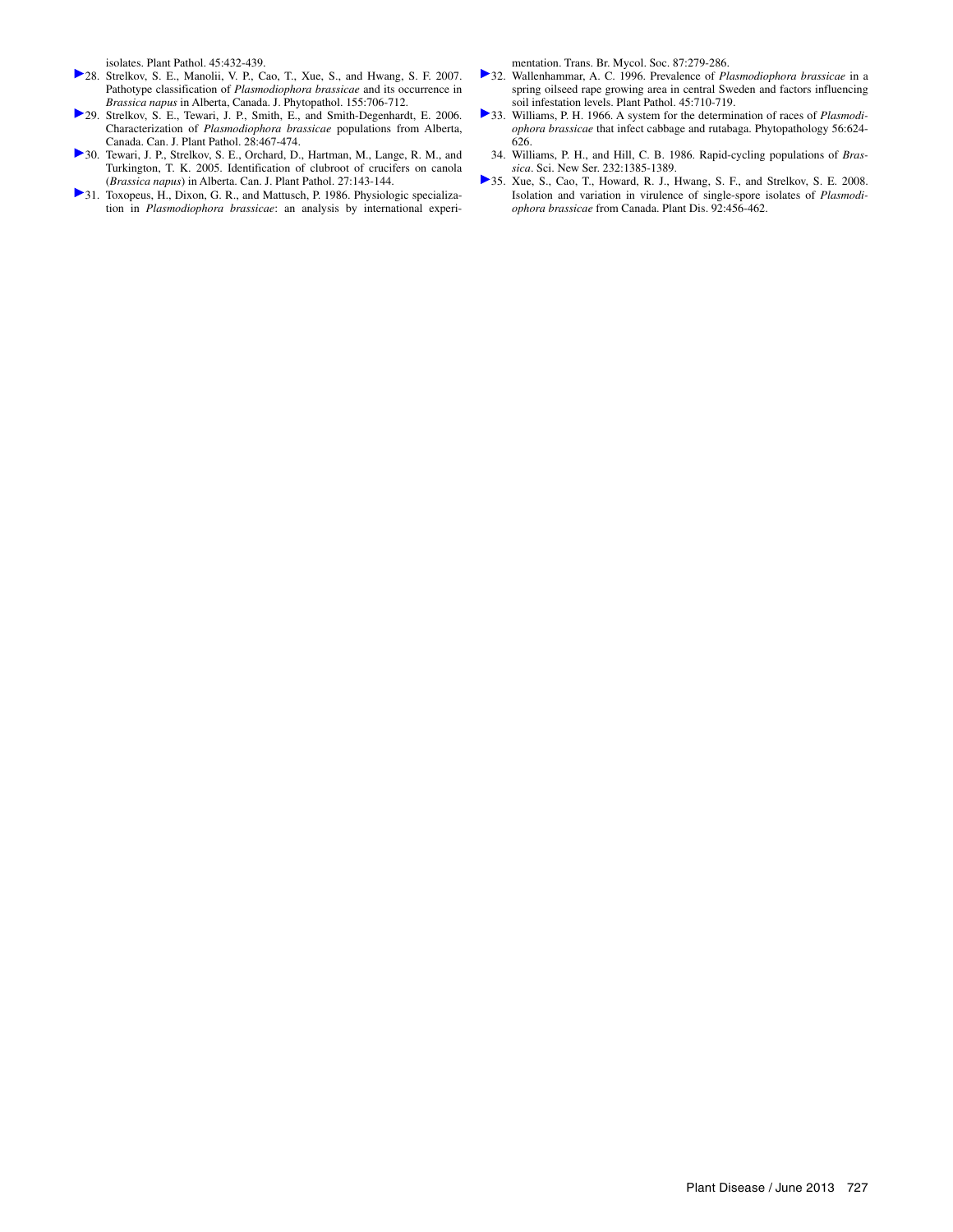isolates. Plant Pathol. 45:432-439.

28. Strelkov, S. E., Manolii, V. P., Cao, T., Xue, S., and Hwang, S. F. 2007. Pathotype classification of *Plasmodiophora brassicae* and its occurrence in *Brassica napus* in Alberta, Canada. J. Phytopathol. 155:706-712.
29. Strelkov, S. E., Tewari, J. P., Smith, E., and Smith-Degenhardt, E. 2006. Characterization of *Plasmodiophora brassicae* populations from Alberta, Canada. Can. J. Plant Pathol. 28:467-474.
30. Tewari, J. P., Strelkov, S. E., Orchard, D., Hartman, M., Lange, R. M., and Turkington, T. K. 2005. Identification of clubroot of crucifers on canola (*Brassica napus*) in Alberta. Can. J. Plant Pathol. 27:143-144.
31. Toxopeus, H., Dixon, G. R., and Mattusch, P. 1986. Physiologic specialization in *Plasmodiophora brassicae*: an analysis by international experimentation. Trans. Br. Mycol. Soc. 87:279-286.
32. Wallenhammar, A. C. 1996. Prevalence of *Plasmodiophora brassicae* in a spring oilseed rape growing area in central Sweden and factors influencing soil infestation levels. Plant Pathol. 45:710-719.
33. Williams, P. H. 1966. A system for the determination of races of *Plasmodiophora brassicae* that infect cabbage and rutabaga. Phytopathology 56:624-626.
34. Williams, P. H., and Hill, C. B. 1986. Rapid-cycling populations of *Brassica*. Sci. New Ser. 232:1385-1389.
35. Xue, S., Cao, T., Howard, R. J., Hwang, S. F., and Strelkov, S. E. 2008. Isolation and variation in virulence of single-spore isolates of *Plasmodiophora brassicae* from Canada. Plant Dis. 92:456-462.